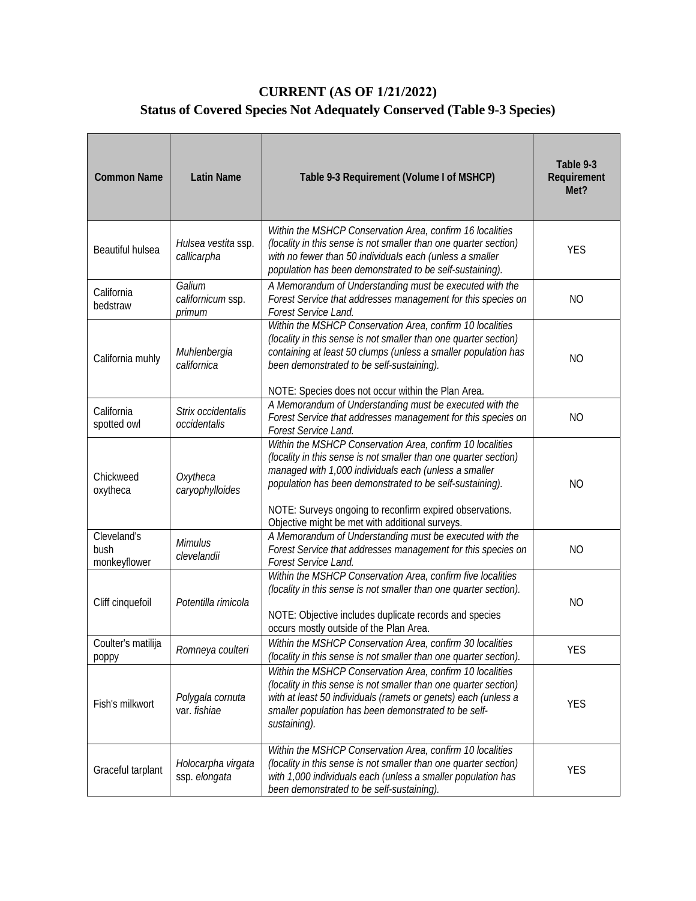# CURRENT (AS OF 1/21/2022)
## Status of Covered Species Not Adequately Conserved (Table 9-3 Species)

| Common Name | Latin Name | Table 9-3 Requirement (Volume I of MSHCP) | Table 9-3 Requirement Met? |
|---|---|---|---|
| Beautiful hulsea | *Hulsea vestita* ssp. *callicarpha* | *Within the MSHCP Conservation Area, confirm 16 localities (locality in this sense is not smaller than one quarter section) with no fewer than 50 individuals each (unless a smaller population has been demonstrated to be self-sustaining).* | YES |
| California bedstraw | *Galium californicum* ssp. *primum* | *A Memorandum of Understanding must be executed with the Forest Service that addresses management for this species on Forest Service Land.* | NO |
| California muhly | *Muhlenbergia californica* | *Within the MSHCP Conservation Area, confirm 10 localities (locality in this sense is not smaller than one quarter section) containing at least 50 clumps (unless a smaller population has been demonstrated to be self-sustaining).*<br><br>NOTE: Species does not occur within the Plan Area. | NO |
| California spotted owl | *Strix occidentalis occidentalis* | *A Memorandum of Understanding must be executed with the Forest Service that addresses management for this species on Forest Service Land.* | NO |
| Chickweed oxytheca | *Oxytheca caryophylloides* | *Within the MSHCP Conservation Area, confirm 10 localities (locality in this sense is not smaller than one quarter section) managed with 1,000 individuals each (unless a smaller population has been demonstrated to be self-sustaining).*<br><br>NOTE: Surveys ongoing to reconfirm expired observations. Objective might be met with additional surveys. | NO |
| Cleveland's bush monkeyflower | *Mimulus clevelandii* | *A Memorandum of Understanding must be executed with the Forest Service that addresses management for this species on Forest Service Land.* | NO |
| Cliff cinquefoil | *Potentilla rimicola* | *Within the MSHCP Conservation Area, confirm five localities (locality in this sense is not smaller than one quarter section).*<br><br>NOTE: Objective includes duplicate records and species occurs mostly outside of the Plan Area. | NO |
| Coulter's matilija poppy | *Romneya coulteri* | *Within the MSHCP Conservation Area, confirm 30 localities (locality in this sense is not smaller than one quarter section).* | YES |
| Fish's milkwort | *Polygala cornuta* var. *fishiae* | *Within the MSHCP Conservation Area, confirm 10 localities (locality in this sense is not smaller than one quarter section) with at least 50 individuals (ramets or genets) each (unless a smaller population has been demonstrated to be self-sustaining).* | YES |
| Graceful tarplant | *Holocarpha virgata* ssp. *elongata* | *Within the MSHCP Conservation Area, confirm 10 localities (locality in this sense is not smaller than one quarter section) with 1,000 individuals each (unless a smaller population has been demonstrated to be self-sustaining).* | YES |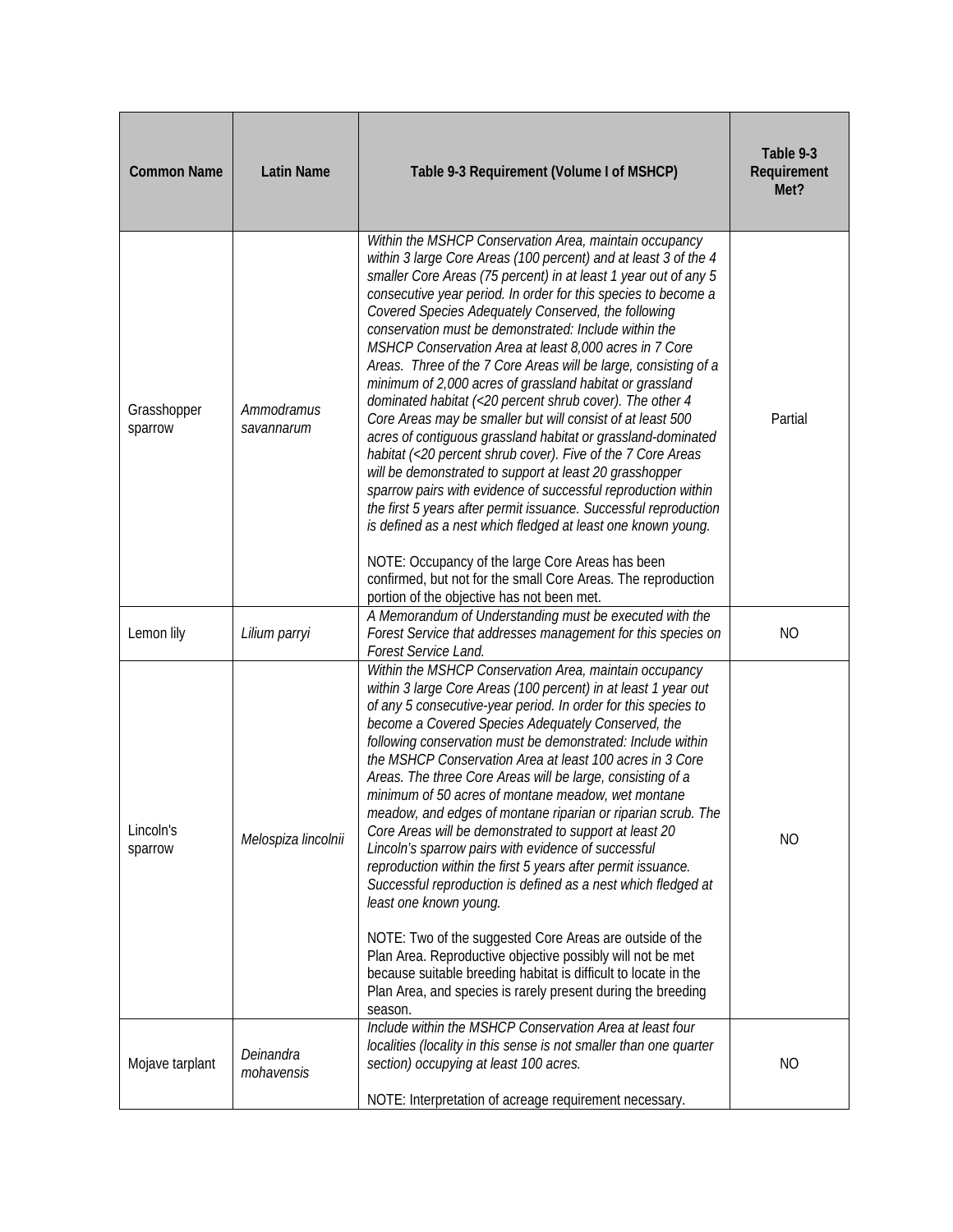| Common Name | Latin Name | Table 9-3 Requirement (Volume I of MSHCP) | Table 9-3 Requirement Met? |
|---|---|---|---|
| Grasshopper sparrow | *Ammodramus savannarum* | *Within the MSHCP Conservation Area, maintain occupancy within 3 large Core Areas (100 percent) and at least 3 of the 4 smaller Core Areas (75 percent) in at least 1 year out of any 5 consecutive year period. In order for this species to become a Covered Species Adequately Conserved, the following conservation must be demonstrated: Include within the MSHCP Conservation Area at least 8,000 acres in 7 Core Areas. Three of the 7 Core Areas will be large, consisting of a minimum of 2,000 acres of grassland habitat or grassland dominated habitat (<20 percent shrub cover). The other 4 Core Areas may be smaller but will consist of at least 500 acres of contiguous grassland habitat or grassland-dominated habitat (<20 percent shrub cover). Five of the 7 Core Areas will be demonstrated to support at least 20 grasshopper sparrow pairs with evidence of successful reproduction within the first 5 years after permit issuance. Successful reproduction is defined as a nest which fledged at least one known young.*<br><br>NOTE: Occupancy of the large Core Areas has been confirmed, but not for the small Core Areas. The reproduction portion of the objective has not been met. | Partial |
| Lemon lily | *Lilium parryi* | *A Memorandum of Understanding must be executed with the Forest Service that addresses management for this species on Forest Service Land.* | NO |
| Lincoln's sparrow | *Melospiza lincolnii* | *Within the MSHCP Conservation Area, maintain occupancy within 3 large Core Areas (100 percent) in at least 1 year out of any 5 consecutive-year period. In order for this species to become a Covered Species Adequately Conserved, the following conservation must be demonstrated: Include within the MSHCP Conservation Area at least 100 acres in 3 Core Areas. The three Core Areas will be large, consisting of a minimum of 50 acres of montane meadow, wet montane meadow, and edges of montane riparian or riparian scrub. The Core Areas will be demonstrated to support at least 20 Lincoln's sparrow pairs with evidence of successful reproduction within the first 5 years after permit issuance. Successful reproduction is defined as a nest which fledged at least one known young.*<br><br>NOTE: Two of the suggested Core Areas are outside of the Plan Area. Reproductive objective possibly will not be met because suitable breeding habitat is difficult to locate in the Plan Area, and species is rarely present during the breeding season. | NO |
| Mojave tarplant | *Deinandra mohavensis* | *Include within the MSHCP Conservation Area at least four localities (locality in this sense is not smaller than one quarter section) occupying at least 100 acres.*<br><br>NOTE: Interpretation of acreage requirement necessary. | NO |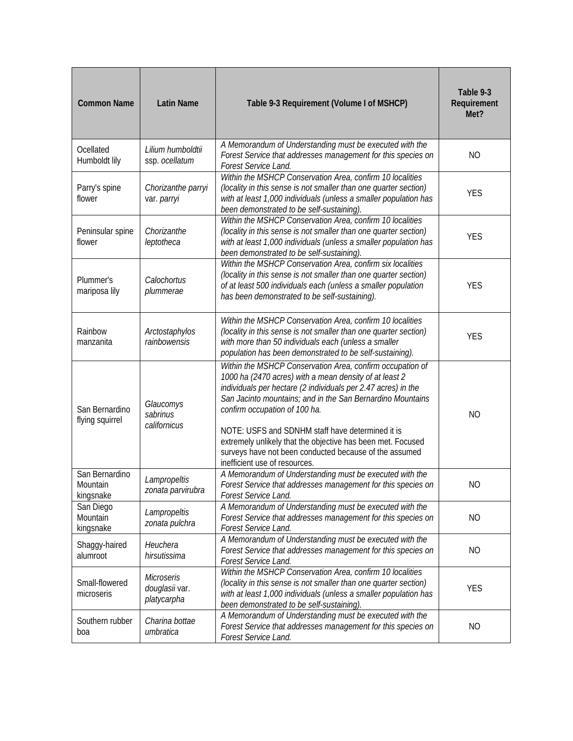| Common Name | Latin Name | Table 9-3 Requirement (Volume I of MSHCP) | Table 9-3 Requirement Met? |
|---|---|---|---|
| Ocellated Humboldt lily | *Lilium humboldtii* ssp. *ocellatum* | *A Memorandum of Understanding must be executed with the Forest Service that addresses management for this species on Forest Service Land.* | NO |
| Parry's spine flower | *Chorizanthe parryi* var. *parryi* | *Within the MSHCP Conservation Area, confirm 10 localities (locality in this sense is not smaller than one quarter section) with at least 1,000 individuals (unless a smaller population has been demonstrated to be self-sustaining).* | YES |
| Peninsular spine flower | *Chorizanthe leptotheca* | *Within the MSHCP Conservation Area, confirm 10 localities (locality in this sense is not smaller than one quarter section) with at least 1,000 individuals (unless a smaller population has been demonstrated to be self-sustaining).* | YES |
| Plummer's mariposa lily | *Calochortus plummerae* | *Within the MSHCP Conservation Area, confirm six localities (locality in this sense is not smaller than one quarter section) of at least 500 individuals each (unless a smaller population has been demonstrated to be self-sustaining).* | YES |
| Rainbow manzanita | *Arctostaphylos rainbowensis* | *Within the MSHCP Conservation Area, confirm 10 localities (locality in this sense is not smaller than one quarter section) with more than 50 individuals each (unless a smaller population has been demonstrated to be self-sustaining).* | YES |
| San Bernardino flying squirrel | *Glaucomys sabrinus californicus* | *Within the MSHCP Conservation Area, confirm occupation of 1000 ha (2470 acres) with a mean density of at least 2 individuals per hectare (2 individuals per 2.47 acres) in the San Jacinto mountains; and in the San Bernardino Mountains confirm occupation of 100 ha.*<br><br>NOTE: USFS and SDNHM staff have determined it is extremely unlikely that the objective has been met. Focused surveys have not been conducted because of the assumed inefficient use of resources. | NO |
| San Bernardino Mountain kingsnake | *Lampropeltis zonata parvirubra* | *A Memorandum of Understanding must be executed with the Forest Service that addresses management for this species on Forest Service Land.* | NO |
| San Diego Mountain kingsnake | *Lampropeltis zonata pulchra* | *A Memorandum of Understanding must be executed with the Forest Service that addresses management for this species on Forest Service Land.* | NO |
| Shaggy-haired alumroot | *Heuchera hirsutissima* | *A Memorandum of Understanding must be executed with the Forest Service that addresses management for this species on Forest Service Land.* | NO |
| Small-flowered microseris | *Microseris douglasii* var. *platycarpha* | *Within the MSHCP Conservation Area, confirm 10 localities (locality in this sense is not smaller than one quarter section) with at least 1,000 individuals (unless a smaller population has been demonstrated to be self-sustaining).* | YES |
| Southern rubber boa | *Charina bottae umbratica* | *A Memorandum of Understanding must be executed with the Forest Service that addresses management for this species on Forest Service Land.* | NO |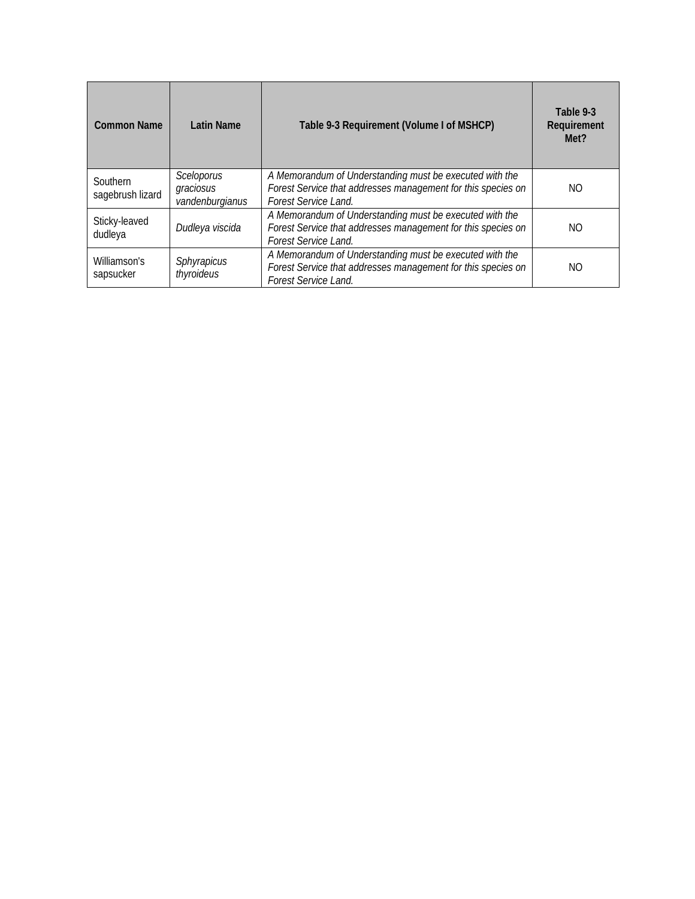| Common Name | Latin Name | Table 9-3 Requirement (Volume I of MSHCP) | Table 9-3 Requirement Met? |
|---|---|---|---|
| Southern sagebrush lizard | *Sceloporus graciosus vandenburgianus* | *A Memorandum of Understanding must be executed with the Forest Service that addresses management for this species on Forest Service Land.* | NO |
| Sticky-leaved dudleya | *Dudleya viscida* | *A Memorandum of Understanding must be executed with the Forest Service that addresses management for this species on Forest Service Land.* | NO |
| Williamson's sapsucker | *Sphyrapicus thyroideus* | *A Memorandum of Understanding must be executed with the Forest Service that addresses management for this species on Forest Service Land.* | NO |